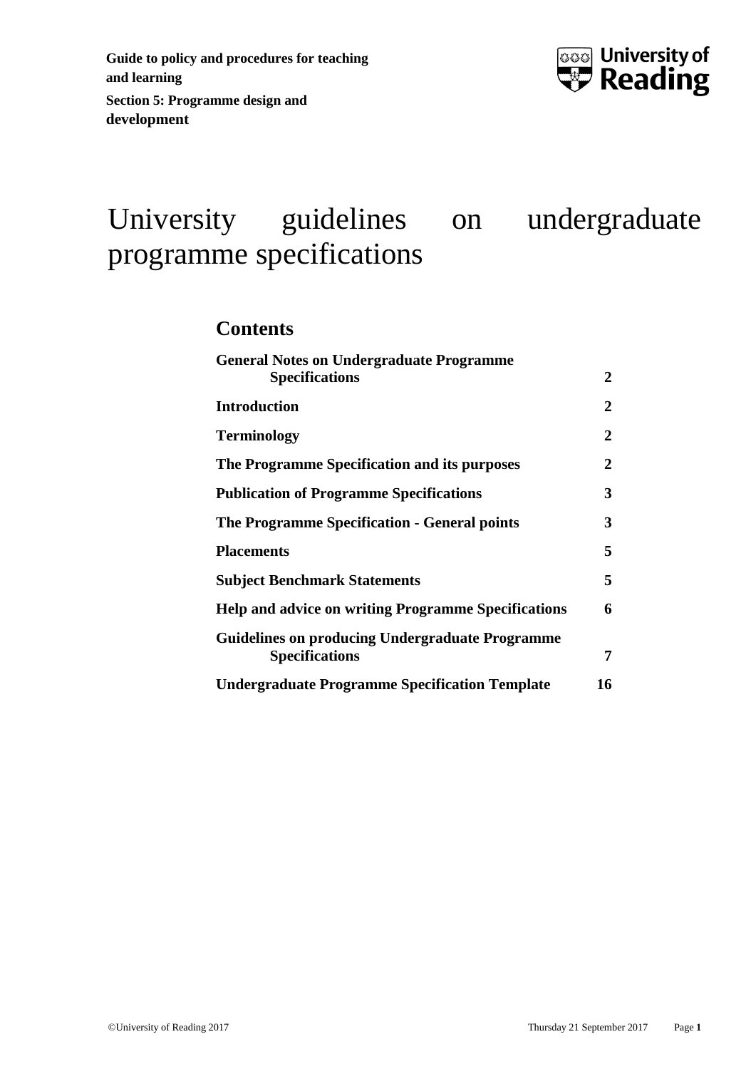**Guide to policy and procedures for teaching and learning**

**Section 5: Programme design and development**

University of Reading

# University guidelines on undergraduate programme specifications

## Contents

| | |
|---|---|
| **General Notes on Undergraduate Programme Specifications** | **2** |
| **Introduction** | **2** |
| **Terminology** | **2** |
| **The Programme Specification and its purposes** | **2** |
| **Publication of Programme Specifications** | **3** |
| **The Programme Specification - General points** | **3** |
| **Placements** | **5** |
| **Subject Benchmark Statements** | **5** |
| **Help and advice on writing Programme Specifications** | **6** |
| **Guidelines on producing Undergraduate Programme Specifications** | **7** |
| **Undergraduate Programme Specification Template** | **16** |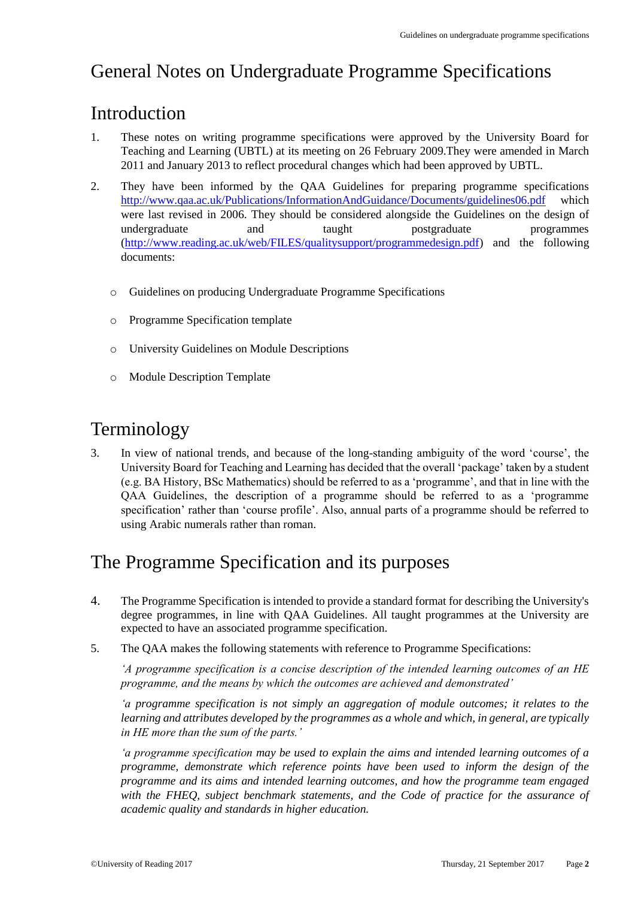# General Notes on Undergraduate Programme Specifications

## Introduction

1. These notes on writing programme specifications were approved by the University Board for Teaching and Learning (UBTL) at its meeting on 26 February 2009.They were amended in March 2011 and January 2013 to reflect procedural changes which had been approved by UBTL.

2. They have been informed by the QAA Guidelines for preparing programme specifications http://www.qaa.ac.uk/Publications/InformationAndGuidance/Documents/guidelines06.pdf which were last revised in 2006. They should be considered alongside the Guidelines on the design of undergraduate and taught postgraduate programmes (http://www.reading.ac.uk/web/FILES/qualitysupport/programmedesign.pdf) and the following documents:

   - Guidelines on producing Undergraduate Programme Specifications
   - Programme Specification template
   - University Guidelines on Module Descriptions
   - Module Description Template

## Terminology

3. In view of national trends, and because of the long-standing ambiguity of the word 'course', the University Board for Teaching and Learning has decided that the overall 'package' taken by a student (e.g. BA History, BSc Mathematics) should be referred to as a 'programme', and that in line with the QAA Guidelines, the description of a programme should be referred to as a 'programme specification' rather than 'course profile'. Also, annual parts of a programme should be referred to using Arabic numerals rather than roman.

## The Programme Specification and its purposes

4. The Programme Specification is intended to provide a standard format for describing the University's degree programmes, in line with QAA Guidelines. All taught programmes at the University are expected to have an associated programme specification.

5. The QAA makes the following statements with reference to Programme Specifications:

   *'A programme specification is a concise description of the intended learning outcomes of an HE programme, and the means by which the outcomes are achieved and demonstrated'*

   *'a programme specification is not simply an aggregation of module outcomes; it relates to the learning and attributes developed by the programmes as a whole and which, in general, are typically in HE more than the sum of the parts.'*

   *'a programme specification may be used to explain the aims and intended learning outcomes of a programme, demonstrate which reference points have been used to inform the design of the programme and its aims and intended learning outcomes, and how the programme team engaged with the FHEQ, subject benchmark statements, and the Code of practice for the assurance of academic quality and standards in higher education.*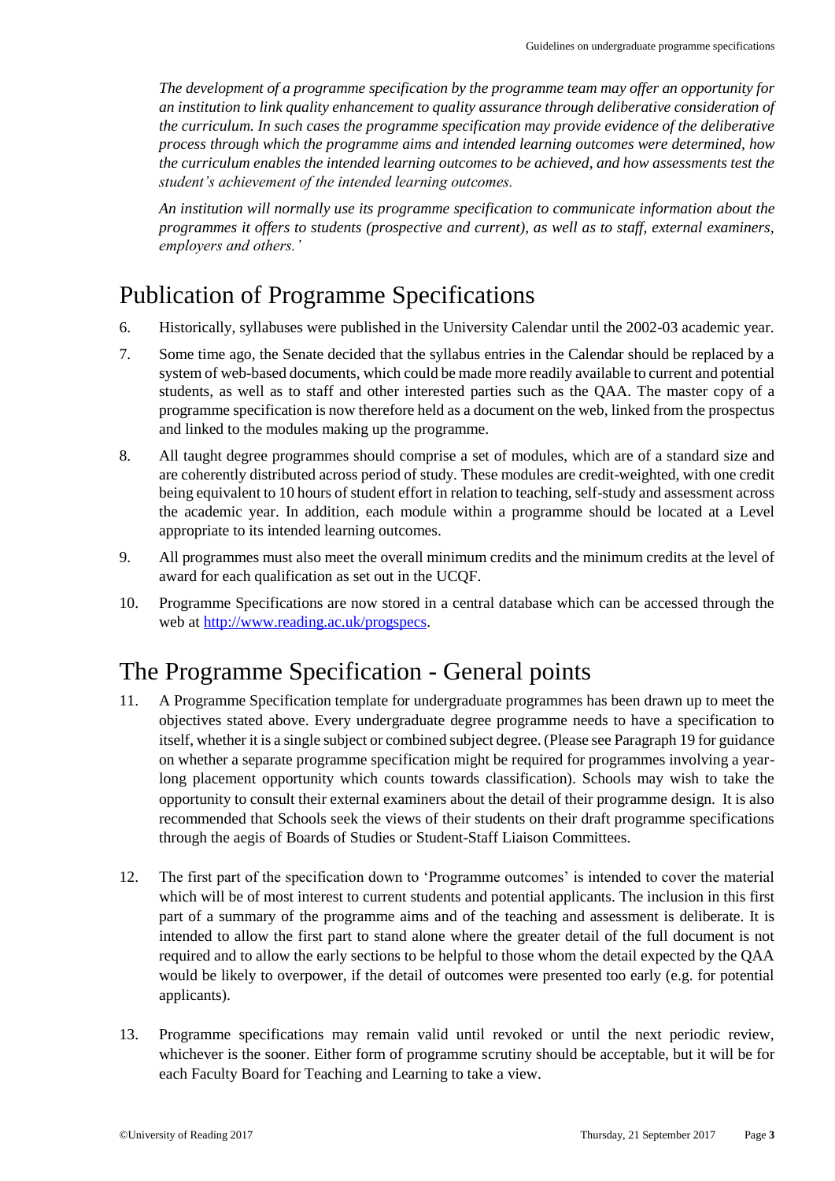*The development of a programme specification by the programme team may offer an opportunity for an institution to link quality enhancement to quality assurance through deliberative consideration of the curriculum. In such cases the programme specification may provide evidence of the deliberative process through which the programme aims and intended learning outcomes were determined, how the curriculum enables the intended learning outcomes to be achieved, and how assessments test the student's achievement of the intended learning outcomes.*

*An institution will normally use its programme specification to communicate information about the programmes it offers to students (prospective and current), as well as to staff, external examiners, employers and others.'*

# Publication of Programme Specifications

6. Historically, syllabuses were published in the University Calendar until the 2002-03 academic year.

7. Some time ago, the Senate decided that the syllabus entries in the Calendar should be replaced by a system of web-based documents, which could be made more readily available to current and potential students, as well as to staff and other interested parties such as the QAA. The master copy of a programme specification is now therefore held as a document on the web, linked from the prospectus and linked to the modules making up the programme.

8. All taught degree programmes should comprise a set of modules, which are of a standard size and are coherently distributed across period of study. These modules are credit-weighted, with one credit being equivalent to 10 hours of student effort in relation to teaching, self-study and assessment across the academic year. In addition, each module within a programme should be located at a Level appropriate to its intended learning outcomes.

9. All programmes must also meet the overall minimum credits and the minimum credits at the level of award for each qualification as set out in the UCQF.

10. Programme Specifications are now stored in a central database which can be accessed through the web at [http://www.reading.ac.uk/progspecs](http://www.reading.ac.uk/progspecs).

# The Programme Specification - General points

11. A Programme Specification template for undergraduate programmes has been drawn up to meet the objectives stated above. Every undergraduate degree programme needs to have a specification to itself, whether it is a single subject or combined subject degree. (Please see Paragraph 19 for guidance on whether a separate programme specification might be required for programmes involving a year-long placement opportunity which counts towards classification). Schools may wish to take the opportunity to consult their external examiners about the detail of their programme design. It is also recommended that Schools seek the views of their students on their draft programme specifications through the aegis of Boards of Studies or Student-Staff Liaison Committees.

12. The first part of the specification down to 'Programme outcomes' is intended to cover the material which will be of most interest to current students and potential applicants. The inclusion in this first part of a summary of the programme aims and of the teaching and assessment is deliberate. It is intended to allow the first part to stand alone where the greater detail of the full document is not required and to allow the early sections to be helpful to those whom the detail expected by the QAA would be likely to overpower, if the detail of outcomes were presented too early (e.g. for potential applicants).

13. Programme specifications may remain valid until revoked or until the next periodic review, whichever is the sooner. Either form of programme scrutiny should be acceptable, but it will be for each Faculty Board for Teaching and Learning to take a view.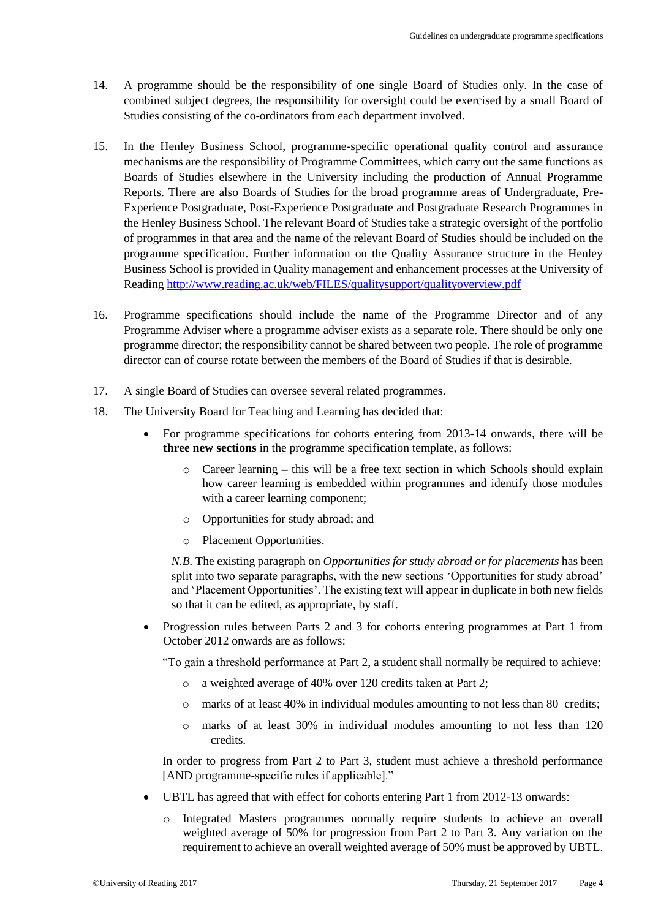14. A programme should be the responsibility of one single Board of Studies only. In the case of combined subject degrees, the responsibility for oversight could be exercised by a small Board of Studies consisting of the co-ordinators from each department involved.

15. In the Henley Business School, programme-specific operational quality control and assurance mechanisms are the responsibility of Programme Committees, which carry out the same functions as Boards of Studies elsewhere in the University including the production of Annual Programme Reports. There are also Boards of Studies for the broad programme areas of Undergraduate, Pre-Experience Postgraduate, Post-Experience Postgraduate and Postgraduate Research Programmes in the Henley Business School. The relevant Board of Studies take a strategic oversight of the portfolio of programmes in that area and the name of the relevant Board of Studies should be included on the programme specification. Further information on the Quality Assurance structure in the Henley Business School is provided in Quality management and enhancement processes at the University of Reading http://www.reading.ac.uk/web/FILES/qualitysupport/qualityoverview.pdf

16. Programme specifications should include the name of the Programme Director and of any Programme Adviser where a programme adviser exists as a separate role. There should be only one programme director; the responsibility cannot be shared between two people. The role of programme director can of course rotate between the members of the Board of Studies if that is desirable.

17. A single Board of Studies can oversee several related programmes.

18. The University Board for Teaching and Learning has decided that:

    - For programme specifications for cohorts entering from 2013-14 onwards, there will be **three new sections** in the programme specification template, as follows:

        - Career learning – this will be a free text section in which Schools should explain how career learning is embedded within programmes and identify those modules with a career learning component;
        - Opportunities for study abroad; and
        - Placement Opportunities.

      *N.B.* The existing paragraph on *Opportunities for study abroad or for placements* has been split into two separate paragraphs, with the new sections 'Opportunities for study abroad' and 'Placement Opportunities'. The existing text will appear in duplicate in both new fields so that it can be edited, as appropriate, by staff.

    - Progression rules between Parts 2 and 3 for cohorts entering programmes at Part 1 from October 2012 onwards are as follows:

      "To gain a threshold performance at Part 2, a student shall normally be required to achieve:

        - a weighted average of 40% over 120 credits taken at Part 2;
        - marks of at least 40% in individual modules amounting to not less than 80 credits;
        - marks of at least 30% in individual modules amounting to not less than 120 credits.

      In order to progress from Part 2 to Part 3, student must achieve a threshold performance [AND programme-specific rules if applicable]."

    - UBTL has agreed that with effect for cohorts entering Part 1 from 2012-13 onwards:

        - Integrated Masters programmes normally require students to achieve an overall weighted average of 50% for progression from Part 2 to Part 3. Any variation on the requirement to achieve an overall weighted average of 50% must be approved by UBTL.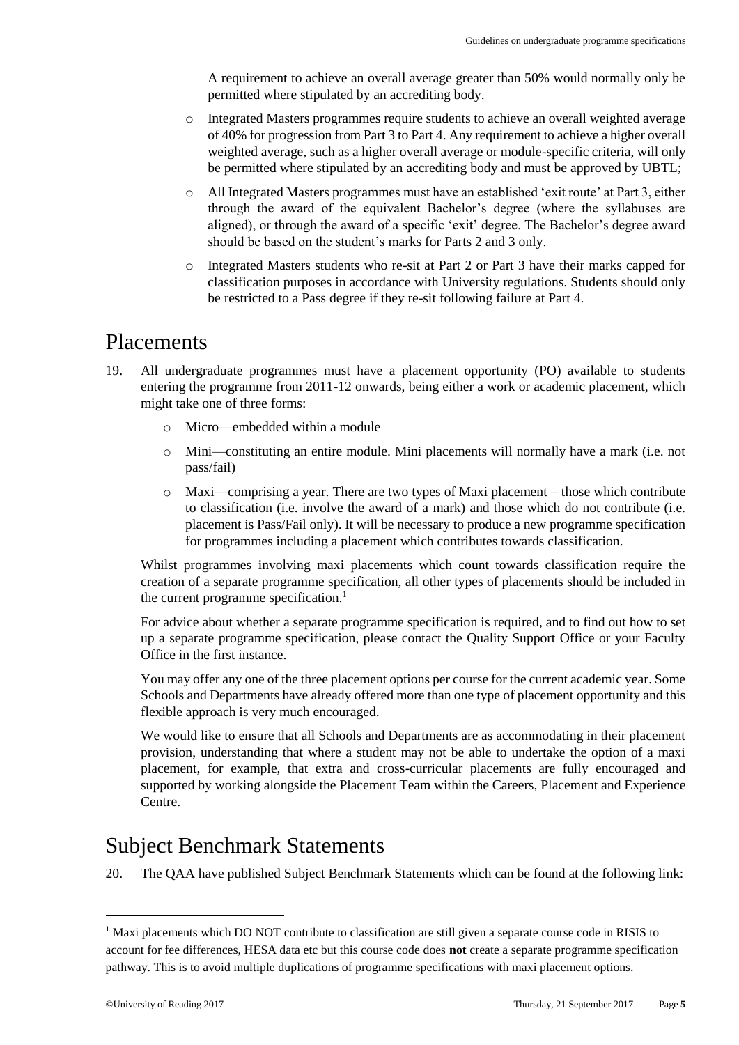A requirement to achieve an overall average greater than 50% would normally only be permitted where stipulated by an accrediting body.

- Integrated Masters programmes require students to achieve an overall weighted average of 40% for progression from Part 3 to Part 4. Any requirement to achieve a higher overall weighted average, such as a higher overall average or module-specific criteria, will only be permitted where stipulated by an accrediting body and must be approved by UBTL;
- All Integrated Masters programmes must have an established 'exit route' at Part 3, either through the award of the equivalent Bachelor's degree (where the syllabuses are aligned), or through the award of a specific 'exit' degree. The Bachelor's degree award should be based on the student's marks for Parts 2 and 3 only.
- Integrated Masters students who re-sit at Part 2 or Part 3 have their marks capped for classification purposes in accordance with University regulations. Students should only be restricted to a Pass degree if they re-sit following failure at Part 4.

# Placements

19. All undergraduate programmes must have a placement opportunity (PO) available to students entering the programme from 2011-12 onwards, being either a work or academic placement, which might take one of three forms:

    - Micro—embedded within a module
    - Mini—constituting an entire module. Mini placements will normally have a mark (i.e. not pass/fail)
    - Maxi—comprising a year. There are two types of Maxi placement – those which contribute to classification (i.e. involve the award of a mark) and those which do not contribute (i.e. placement is Pass/Fail only). It will be necessary to produce a new programme specification for programmes including a placement which contributes towards classification.

    Whilst programmes involving maxi placements which count towards classification require the creation of a separate programme specification, all other types of placements should be included in the current programme specification.[1]

    For advice about whether a separate programme specification is required, and to find out how to set up a separate programme specification, please contact the Quality Support Office or your Faculty Office in the first instance.

    You may offer any one of the three placement options per course for the current academic year. Some Schools and Departments have already offered more than one type of placement opportunity and this flexible approach is very much encouraged.

    We would like to ensure that all Schools and Departments are as accommodating in their placement provision, understanding that where a student may not be able to undertake the option of a maxi placement, for example, that extra and cross-curricular placements are fully encouraged and supported by working alongside the Placement Team within the Careers, Placement and Experience Centre.

# Subject Benchmark Statements

20. The QAA have published Subject Benchmark Statements which can be found at the following link:

---

[1] Maxi placements which DO NOT contribute to classification are still given a separate course code in RISIS to account for fee differences, HESA data etc but this course code does **not** create a separate programme specification pathway. This is to avoid multiple duplications of programme specifications with maxi placement options.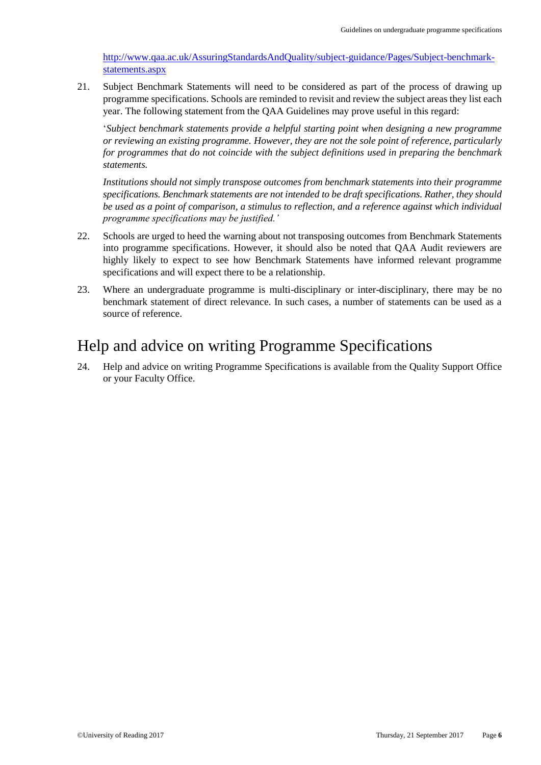http://www.qaa.ac.uk/AssuringStandardsAndQuality/subject-guidance/Pages/Subject-benchmark-statements.aspx

21. Subject Benchmark Statements will need to be considered as part of the process of drawing up programme specifications. Schools are reminded to revisit and review the subject areas they list each year. The following statement from the QAA Guidelines may prove useful in this regard:

    '*Subject benchmark statements provide a helpful starting point when designing a new programme or reviewing an existing programme. However, they are not the sole point of reference, particularly for programmes that do not coincide with the subject definitions used in preparing the benchmark statements.*

    *Institutions should not simply transpose outcomes from benchmark statements into their programme specifications. Benchmark statements are not intended to be draft specifications. Rather, they should be used as a point of comparison, a stimulus to reflection, and a reference against which individual programme specifications may be justified.'*

22. Schools are urged to heed the warning about not transposing outcomes from Benchmark Statements into programme specifications. However, it should also be noted that QAA Audit reviewers are highly likely to expect to see how Benchmark Statements have informed relevant programme specifications and will expect there to be a relationship.

23. Where an undergraduate programme is multi-disciplinary or inter-disciplinary, there may be no benchmark statement of direct relevance. In such cases, a number of statements can be used as a source of reference.

# Help and advice on writing Programme Specifications

24. Help and advice on writing Programme Specifications is available from the Quality Support Office or your Faculty Office.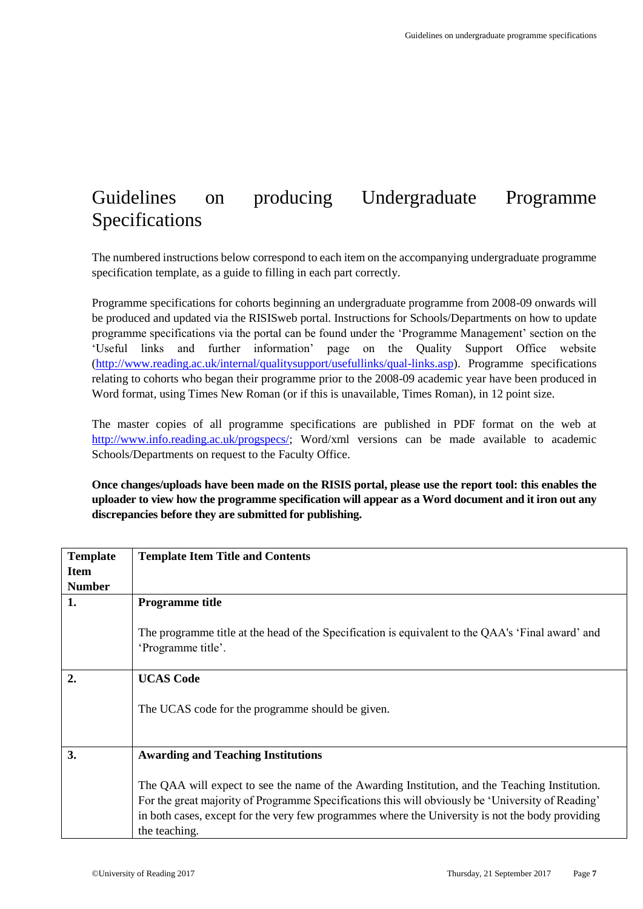# Guidelines on producing Undergraduate Programme Specifications

The numbered instructions below correspond to each item on the accompanying undergraduate programme specification template, as a guide to filling in each part correctly.

Programme specifications for cohorts beginning an undergraduate programme from 2008-09 onwards will be produced and updated via the RISISweb portal. Instructions for Schools/Departments on how to update programme specifications via the portal can be found under the 'Programme Management' section on the 'Useful links and further information' page on the Quality Support Office website ([http://www.reading.ac.uk/internal/qualitysupport/usefullinks/qual-links.asp](http://www.reading.ac.uk/internal/qualitysupport/usefullinks/qual-links.asp)). Programme specifications relating to cohorts who began their programme prior to the 2008-09 academic year have been produced in Word format, using Times New Roman (or if this is unavailable, Times Roman), in 12 point size.

The master copies of all programme specifications are published in PDF format on the web at [http://www.info.reading.ac.uk/progspecs/](http://www.info.reading.ac.uk/progspecs/); Word/xml versions can be made available to academic Schools/Departments on request to the Faculty Office.

**Once changes/uploads have been made on the RISIS portal, please use the report tool: this enables the uploader to view how the programme specification will appear as a Word document and it iron out any discrepancies before they are submitted for publishing.**

| Template Item Number | Template Item Title and Contents |
|---|---|
| **1.** | **Programme title**<br><br>The programme title at the head of the Specification is equivalent to the QAA's 'Final award' and 'Programme title'. |
| **2.** | **UCAS Code**<br><br>The UCAS code for the programme should be given. |
| **3.** | **Awarding and Teaching Institutions**<br><br>The QAA will expect to see the name of the Awarding Institution, and the Teaching Institution. For the great majority of Programme Specifications this will obviously be 'University of Reading' in both cases, except for the very few programmes where the University is not the body providing the teaching. |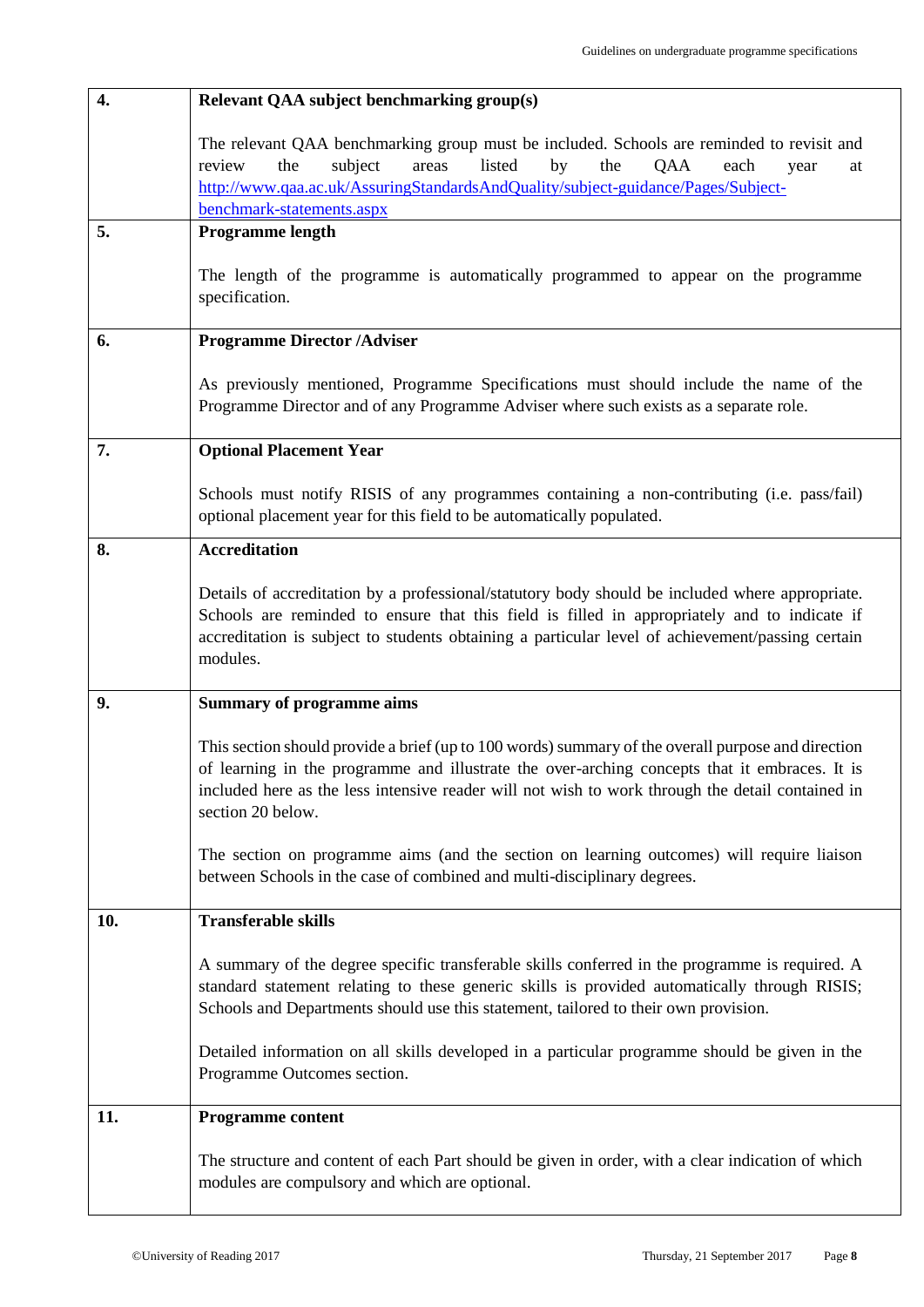| | |
|---|---|
| **4.** | **Relevant QAA subject benchmarking group(s)**<br><br>The relevant QAA benchmarking group must be included. Schools are reminded to revisit and review the subject areas listed by the QAA each year at [http://www.qaa.ac.uk/AssuringStandardsAndQuality/subject-guidance/Pages/Subject-benchmark-statements.aspx](http://www.qaa.ac.uk/AssuringStandardsAndQuality/subject-guidance/Pages/Subject-benchmark-statements.aspx) |
| **5.** | **Programme length**<br><br>The length of the programme is automatically programmed to appear on the programme specification. |
| **6.** | **Programme Director /Adviser**<br><br>As previously mentioned, Programme Specifications must should include the name of the Programme Director and of any Programme Adviser where such exists as a separate role. |
| **7.** | **Optional Placement Year**<br><br>Schools must notify RISIS of any programmes containing a non-contributing (i.e. pass/fail) optional placement year for this field to be automatically populated. |
| **8.** | **Accreditation**<br><br>Details of accreditation by a professional/statutory body should be included where appropriate. Schools are reminded to ensure that this field is filled in appropriately and to indicate if accreditation is subject to students obtaining a particular level of achievement/passing certain modules. |
| **9.** | **Summary of programme aims**<br><br>This section should provide a brief (up to 100 words) summary of the overall purpose and direction of learning in the programme and illustrate the over-arching concepts that it embraces. It is included here as the less intensive reader will not wish to work through the detail contained in section 20 below.<br><br>The section on programme aims (and the section on learning outcomes) will require liaison between Schools in the case of combined and multi-disciplinary degrees. |
| **10.** | **Transferable skills**<br><br>A summary of the degree specific transferable skills conferred in the programme is required. A standard statement relating to these generic skills is provided automatically through RISIS; Schools and Departments should use this statement, tailored to their own provision.<br><br>Detailed information on all skills developed in a particular programme should be given in the Programme Outcomes section. |
| **11.** | **Programme content**<br><br>The structure and content of each Part should be given in order, with a clear indication of which modules are compulsory and which are optional. |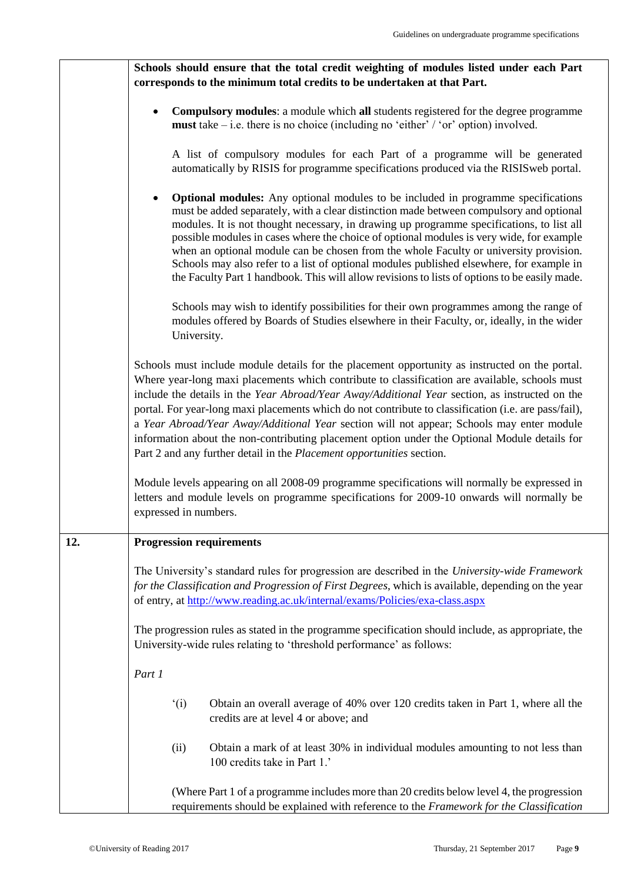| | |
|---|---|
| | **Schools should ensure that the total credit weighting of modules listed under each Part corresponds to the minimum total credits to be undertaken at that Part.**<br><br>• **Compulsory modules**: a module which **all** students registered for the degree programme **must** take – i.e. there is no choice (including no 'either' / 'or' option) involved.<br><br>A list of compulsory modules for each Part of a programme will be generated automatically by RISIS for programme specifications produced via the RISISweb portal.<br><br>• **Optional modules:** Any optional modules to be included in programme specifications must be added separately, with a clear distinction made between compulsory and optional modules. It is not thought necessary, in drawing up programme specifications, to list all possible modules in cases where the choice of optional modules is very wide, for example when an optional module can be chosen from the whole Faculty or university provision. Schools may also refer to a list of optional modules published elsewhere, for example in the Faculty Part 1 handbook. This will allow revisions to lists of options to be easily made.<br><br>Schools may wish to identify possibilities for their own programmes among the range of modules offered by Boards of Studies elsewhere in their Faculty, or, ideally, in the wider University.<br><br>Schools must include module details for the placement opportunity as instructed on the portal. Where year-long maxi placements which contribute to classification are available, schools must include the details in the *Year Abroad/Year Away/Additional Year* section, as instructed on the portal. For year-long maxi placements which do not contribute to classification (i.e. are pass/fail), a *Year Abroad/Year Away/Additional Year* section will not appear; Schools may enter module information about the non-contributing placement option under the Optional Module details for Part 2 and any further detail in the *Placement opportunities* section.<br><br>Module levels appearing on all 2008-09 programme specifications will normally be expressed in letters and module levels on programme specifications for 2009-10 onwards will normally be expressed in numbers. |
| **12.** | **Progression requirements**<br><br>The University's standard rules for progression are described in the *University-wide Framework for the Classification and Progression of First Degrees*, which is available, depending on the year of entry, at http://www.reading.ac.uk/internal/exams/Policies/exa-class.aspx<br><br>The progression rules as stated in the programme specification should include, as appropriate, the University-wide rules relating to 'threshold performance' as follows:<br><br>*Part 1*<br><br>'(i) Obtain an overall average of 40% over 120 credits taken in Part 1, where all the credits are at level 4 or above; and<br><br>(ii) Obtain a mark of at least 30% in individual modules amounting to not less than 100 credits take in Part 1.'<br><br>(Where Part 1 of a programme includes more than 20 credits below level 4, the progression requirements should be explained with reference to the *Framework for the Classification* |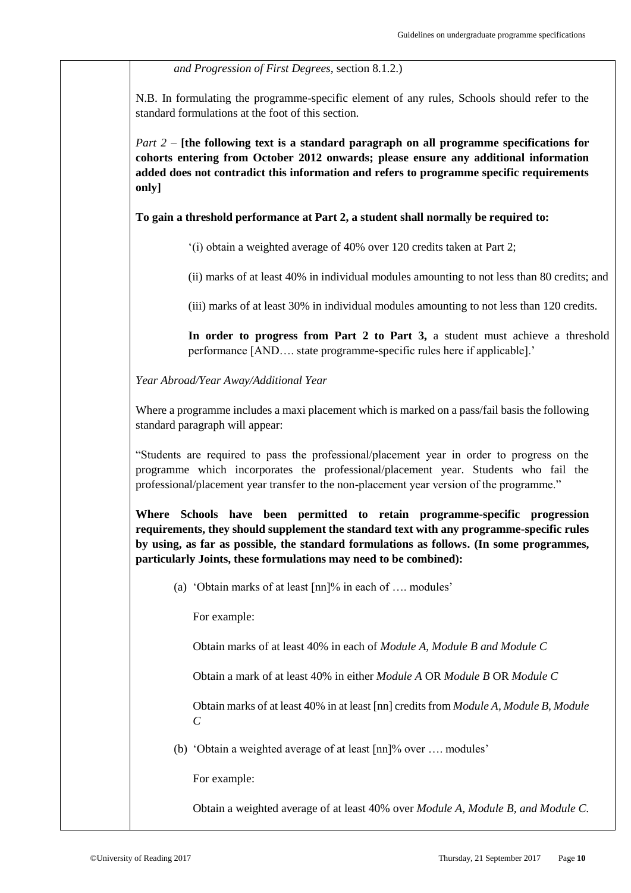*and Progression of First Degrees*, section 8.1.2.)

N.B. In formulating the programme-specific element of any rules, Schools should refer to the standard formulations at the foot of this section.

*Part 2* – **[the following text is a standard paragraph on all programme specifications for cohorts entering from October 2012 onwards; please ensure any additional information added does not contradict this information and refers to programme specific requirements only]**

**To gain a threshold performance at Part 2, a student shall normally be required to:**

> '(i) obtain a weighted average of 40% over 120 credits taken at Part 2;
>
> (ii) marks of at least 40% in individual modules amounting to not less than 80 credits; and
>
> (iii) marks of at least 30% in individual modules amounting to not less than 120 credits.
>
> **In order to progress from Part 2 to Part 3,** a student must achieve a threshold performance [AND…. state programme-specific rules here if applicable].'

*Year Abroad/Year Away/Additional Year*

Where a programme includes a maxi placement which is marked on a pass/fail basis the following standard paragraph will appear:

"Students are required to pass the professional/placement year in order to progress on the programme which incorporates the professional/placement year. Students who fail the professional/placement year transfer to the non-placement year version of the programme."

**Where Schools have been permitted to retain programme-specific progression requirements, they should supplement the standard text with any programme-specific rules by using, as far as possible, the standard formulations as follows. (In some programmes, particularly Joints, these formulations may need to be combined):**

(a) 'Obtain marks of at least [nn]% in each of …. modules'

For example:

Obtain marks of at least 40% in each of *Module A, Module B and Module C*

Obtain a mark of at least 40% in either *Module A* OR *Module B* OR *Module C*

Obtain marks of at least 40% in at least [nn] credits from *Module A, Module B, Module C*

(b) 'Obtain a weighted average of at least [nn]% over …. modules'

For example:

Obtain a weighted average of at least 40% over *Module A, Module B, and Module C.*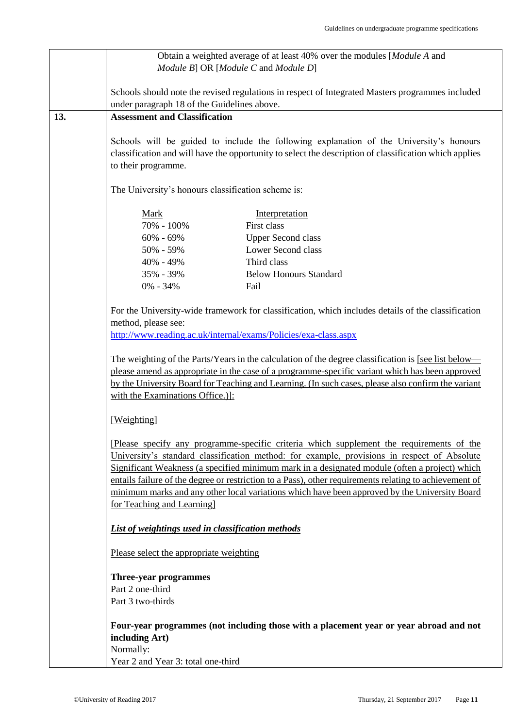Obtain a weighted average of at least 40% over the modules [*Module A* and *Module B*] OR [*Module C* and *Module D*]

Schools should note the revised regulations in respect of Integrated Masters programmes included under paragraph 18 of the Guidelines above.

## 13. Assessment and Classification

Schools will be guided to include the following explanation of the University's honours classification and will have the opportunity to select the description of classification which applies to their programme.

The University's honours classification scheme is:

| Mark | Interpretation |
|---|---|
| 70% - 100% | First class |
| 60% - 69% | Upper Second class |
| 50% - 59% | Lower Second class |
| 40% - 49% | Third class |
| 35% - 39% | Below Honours Standard |
| 0% - 34% | Fail |

For the University-wide framework for classification, which includes details of the classification method, please see:
http://www.reading.ac.uk/internal/exams/Policies/exa-class.aspx

The weighting of the Parts/Years in the calculation of the degree classification is [see list below—please amend as appropriate in the case of a programme-specific variant which has been approved by the University Board for Teaching and Learning. (In such cases, please also confirm the variant with the Examinations Office.)]:

[Weighting]

[Please specify any programme-specific criteria which supplement the requirements of the University's standard classification method: for example, provisions in respect of Absolute Significant Weakness (a specified minimum mark in a designated module (often a project) which entails failure of the degree or restriction to a Pass), other requirements relating to achievement of minimum marks and any other local variations which have been approved by the University Board for Teaching and Learning]

***List of weightings used in classification methods***

Please select the appropriate weighting

**Three-year programmes**
Part 2 one-third
Part 3 two-thirds

**Four-year programmes (not including those with a placement year or year abroad and not including Art)**
Normally:
Year 2 and Year 3: total one-third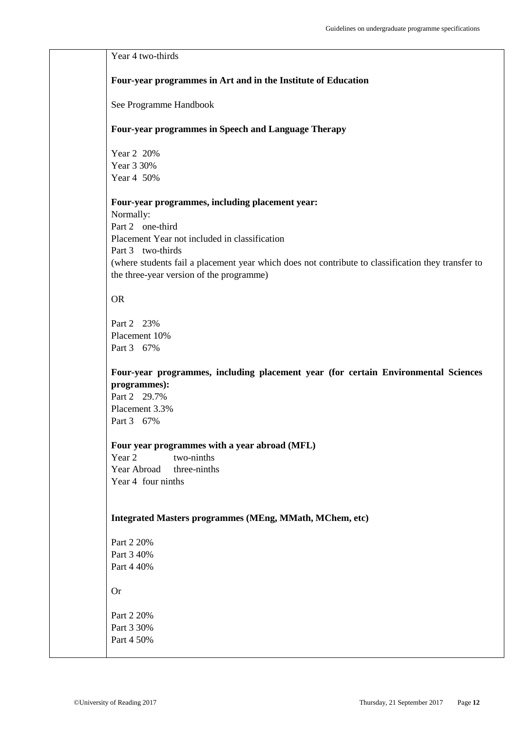Year 4 two-thirds

**Four-year programmes in Art and in the Institute of Education**

See Programme Handbook

**Four-year programmes in Speech and Language Therapy**

Year 2 20%
Year 3 30%
Year 4 50%

**Four-year programmes, including placement year:**
Normally:
Part 2 one-third
Placement Year not included in classification
Part 3 two-thirds
(where students fail a placement year which does not contribute to classification they transfer to the three-year version of the programme)

OR

Part 2 23%
Placement 10%
Part 3 67%

**Four-year programmes, including placement year (for certain Environmental Sciences programmes):**
Part 2 29.7%
Placement 3.3%
Part 3 67%

**Four year programmes with a year abroad (MFL)**
Year 2 two-ninths
Year Abroad three-ninths
Year 4 four ninths

**Integrated Masters programmes (MEng, MMath, MChem, etc)**

Part 2 20%
Part 3 40%
Part 4 40%

Or

Part 2 20%
Part 3 30%
Part 4 50%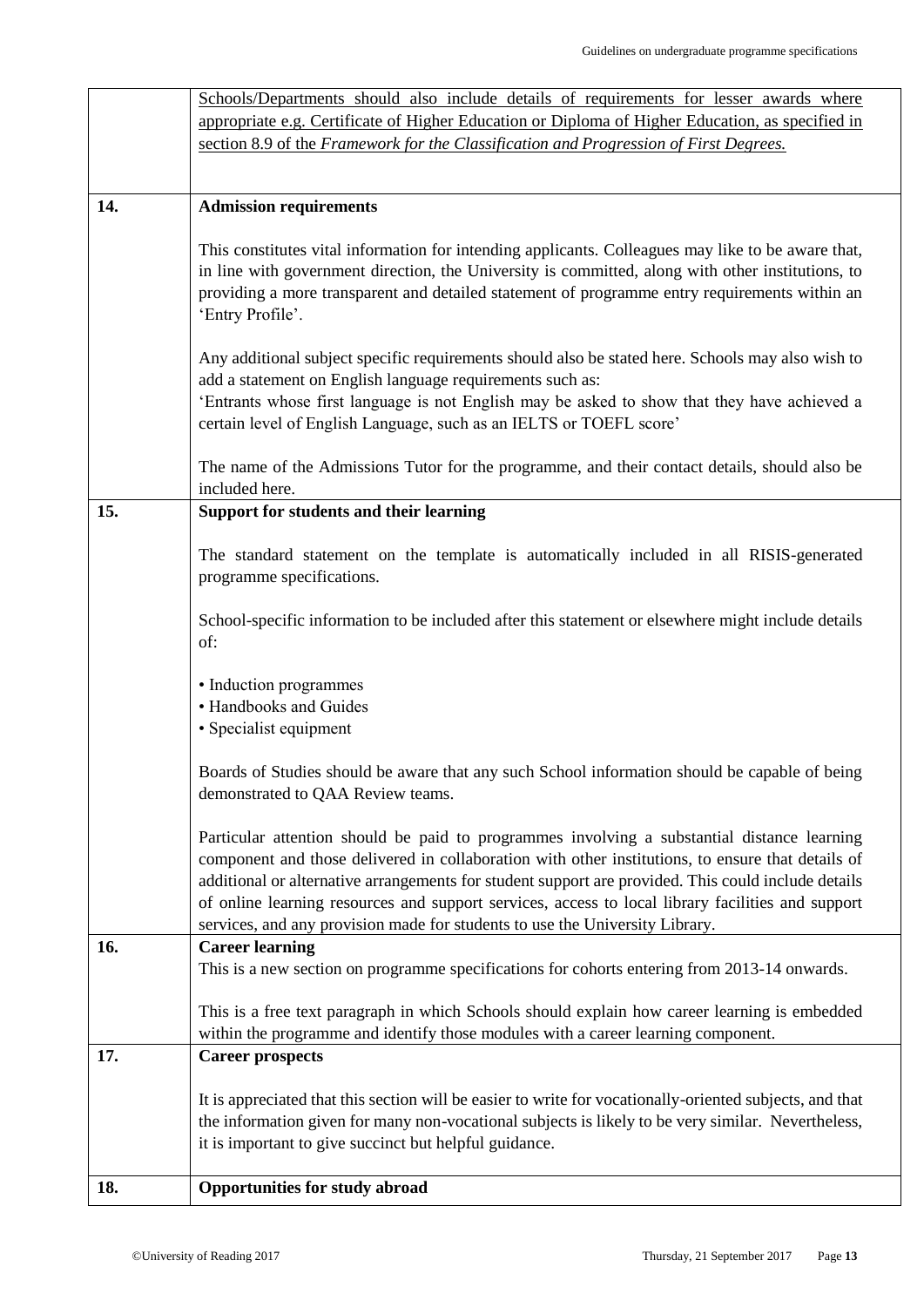| | |
|---|---|
| | <u>Schools/Departments should also include details of requirements for lesser awards where appropriate e.g. Certificate of Higher Education or Diploma of Higher Education, as specified in section 8.9 of the *Framework for the Classification and Progression of First Degrees.*</u> |
| **14.** | **Admission requirements**<br><br>This constitutes vital information for intending applicants. Colleagues may like to be aware that, in line with government direction, the University is committed, along with other institutions, to providing a more transparent and detailed statement of programme entry requirements within an 'Entry Profile'.<br><br>Any additional subject specific requirements should also be stated here. Schools may also wish to add a statement on English language requirements such as:<br>'Entrants whose first language is not English may be asked to show that they have achieved a certain level of English Language, such as an IELTS or TOEFL score'<br><br>The name of the Admissions Tutor for the programme, and their contact details, should also be included here. |
| **15.** | **Support for students and their learning**<br><br>The standard statement on the template is automatically included in all RISIS-generated programme specifications.<br><br>School-specific information to be included after this statement or elsewhere might include details of:<br><br>• Induction programmes<br>• Handbooks and Guides<br>• Specialist equipment<br><br>Boards of Studies should be aware that any such School information should be capable of being demonstrated to QAA Review teams.<br><br>Particular attention should be paid to programmes involving a substantial distance learning component and those delivered in collaboration with other institutions, to ensure that details of additional or alternative arrangements for student support are provided. This could include details of online learning resources and support services, access to local library facilities and support services, and any provision made for students to use the University Library. |
| **16.** | **Career learning**<br>This is a new section on programme specifications for cohorts entering from 2013-14 onwards.<br><br>This is a free text paragraph in which Schools should explain how career learning is embedded within the programme and identify those modules with a career learning component. |
| **17.** | **Career prospects**<br><br>It is appreciated that this section will be easier to write for vocationally-oriented subjects, and that the information given for many non-vocational subjects is likely to be very similar. Nevertheless, it is important to give succinct but helpful guidance. |
| **18.** | **Opportunities for study abroad** |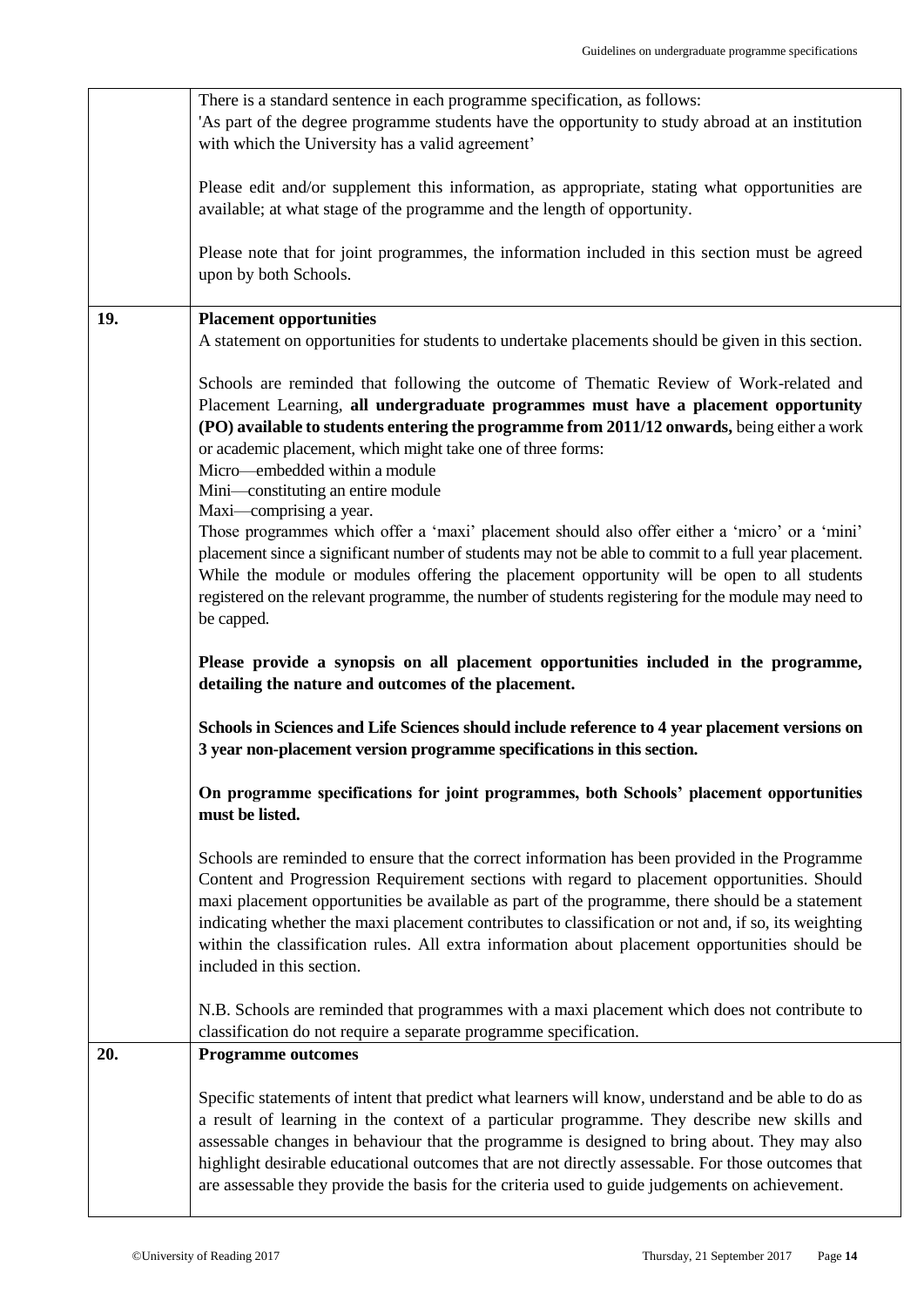| | |
|---|---|
| | There is a standard sentence in each programme specification, as follows:<br>'As part of the degree programme students have the opportunity to study abroad at an institution with which the University has a valid agreement'<br><br>Please edit and/or supplement this information, as appropriate, stating what opportunities are available; at what stage of the programme and the length of opportunity.<br><br>Please note that for joint programmes, the information included in this section must be agreed upon by both Schools. |
| **19.** | **Placement opportunities**<br>A statement on opportunities for students to undertake placements should be given in this section.<br><br>Schools are reminded that following the outcome of Thematic Review of Work-related and Placement Learning, **all undergraduate programmes must have a placement opportunity (PO) available to students entering the programme from 2011/12 onwards,** being either a work or academic placement, which might take one of three forms:<br>Micro—embedded within a module<br>Mini—constituting an entire module<br>Maxi—comprising a year.<br>Those programmes which offer a 'maxi' placement should also offer either a 'micro' or a 'mini' placement since a significant number of students may not be able to commit to a full year placement. While the module or modules offering the placement opportunity will be open to all students registered on the relevant programme, the number of students registering for the module may need to be capped.<br><br>**Please provide a synopsis on all placement opportunities included in the programme, detailing the nature and outcomes of the placement.**<br><br>**Schools in Sciences and Life Sciences should include reference to 4 year placement versions on 3 year non-placement version programme specifications in this section.**<br><br>**On programme specifications for joint programmes, both Schools' placement opportunities must be listed.**<br><br>Schools are reminded to ensure that the correct information has been provided in the Programme Content and Progression Requirement sections with regard to placement opportunities. Should maxi placement opportunities be available as part of the programme, there should be a statement indicating whether the maxi placement contributes to classification or not and, if so, its weighting within the classification rules. All extra information about placement opportunities should be included in this section.<br><br>N.B. Schools are reminded that programmes with a maxi placement which does not contribute to classification do not require a separate programme specification. |
| **20.** | **Programme outcomes**<br><br>Specific statements of intent that predict what learners will know, understand and be able to do as a result of learning in the context of a particular programme. They describe new skills and assessable changes in behaviour that the programme is designed to bring about. They may also highlight desirable educational outcomes that are not directly assessable. For those outcomes that are assessable they provide the basis for the criteria used to guide judgements on achievement. |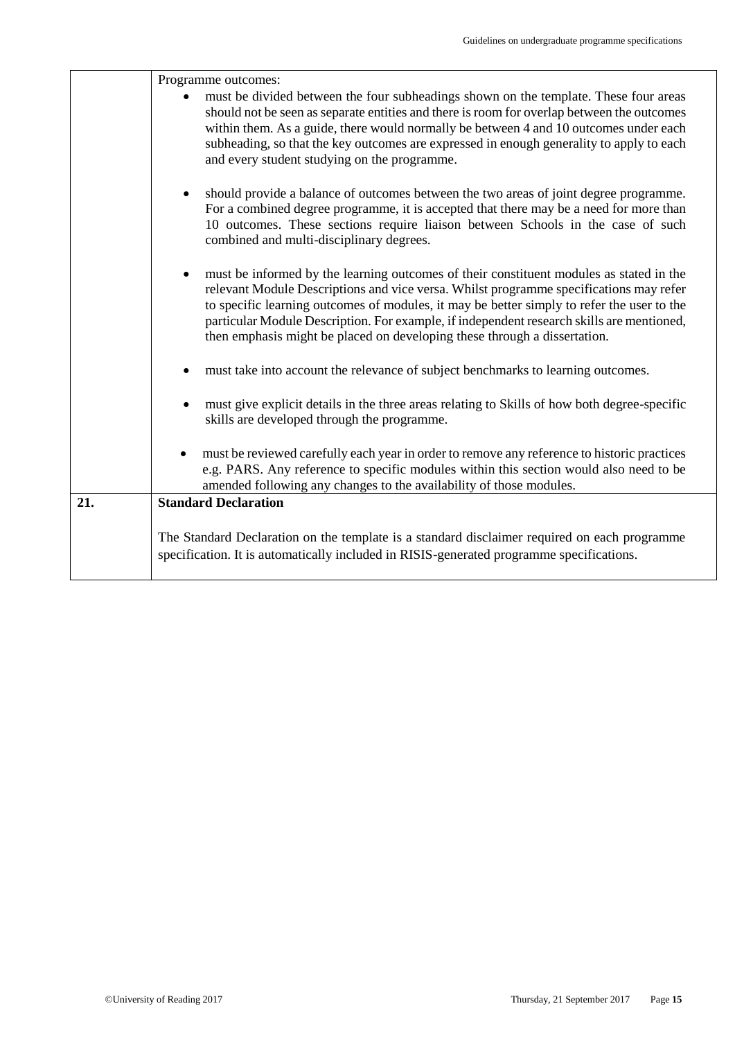| | |
|---|---|
| | Programme outcomes:<br>• must be divided between the four subheadings shown on the template. These four areas should not be seen as separate entities and there is room for overlap between the outcomes within them. As a guide, there would normally be between 4 and 10 outcomes under each subheading, so that the key outcomes are expressed in enough generality to apply to each and every student studying on the programme.<br><br>• should provide a balance of outcomes between the two areas of joint degree programme. For a combined degree programme, it is accepted that there may be a need for more than 10 outcomes. These sections require liaison between Schools in the case of such combined and multi-disciplinary degrees.<br><br>• must be informed by the learning outcomes of their constituent modules as stated in the relevant Module Descriptions and vice versa. Whilst programme specifications may refer to specific learning outcomes of modules, it may be better simply to refer the user to the particular Module Description. For example, if independent research skills are mentioned, then emphasis might be placed on developing these through a dissertation.<br><br>• must take into account the relevance of subject benchmarks to learning outcomes.<br><br>• must give explicit details in the three areas relating to Skills of how both degree-specific skills are developed through the programme.<br><br>• must be reviewed carefully each year in order to remove any reference to historic practices e.g. PARS. Any reference to specific modules within this section would also need to be amended following any changes to the availability of those modules. |
| **21.** | **Standard Declaration**<br><br>The Standard Declaration on the template is a standard disclaimer required on each programme specification. It is automatically included in RISIS-generated programme specifications. |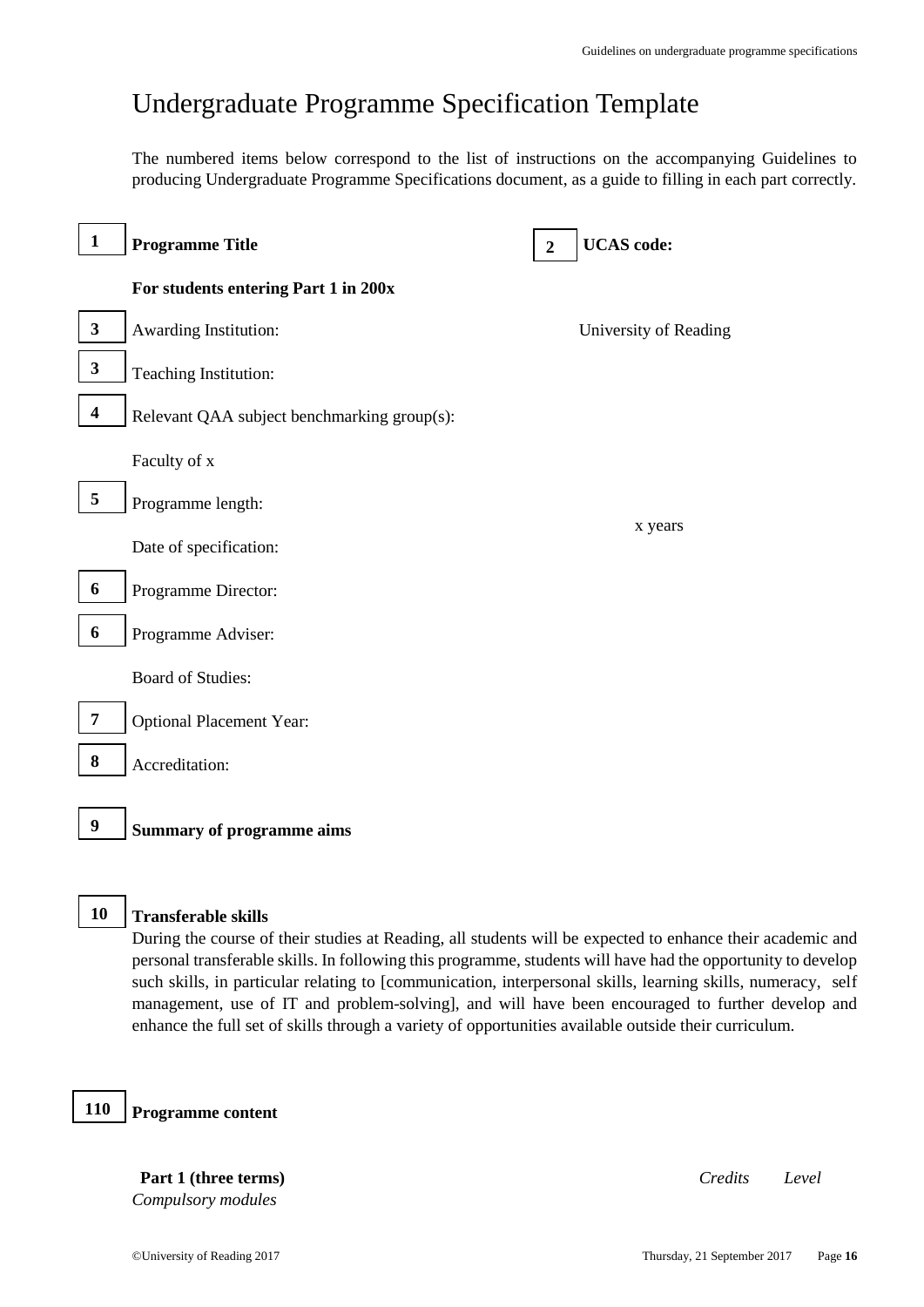# Undergraduate Programme Specification Template

The numbered items below correspond to the list of instructions on the accompanying Guidelines to producing Undergraduate Programme Specifications document, as a guide to filling in each part correctly.

**1** **Programme Title** **2** **UCAS code:**

**For students entering Part 1 in 200x**

**3** Awarding Institution: University of Reading

**3** Teaching Institution:

**4** Relevant QAA subject benchmarking group(s):

Faculty of x

**5** Programme length: x years

Date of specification:

**6** Programme Director:

**6** Programme Adviser:

Board of Studies:

**7** Optional Placement Year:

**8** Accreditation:

**9** **Summary of programme aims**

**10** **Transferable skills**

During the course of their studies at Reading, all students will be expected to enhance their academic and personal transferable skills. In following this programme, students will have had the opportunity to develop such skills, in particular relating to [communication, interpersonal skills, learning skills, numeracy, self management, use of IT and problem-solving], and will have been encouraged to further develop and enhance the full set of skills through a variety of opportunities available outside their curriculum.

**110** **Programme content**

**Part 1 (three terms)** *Credits* *Level*

*Compulsory modules*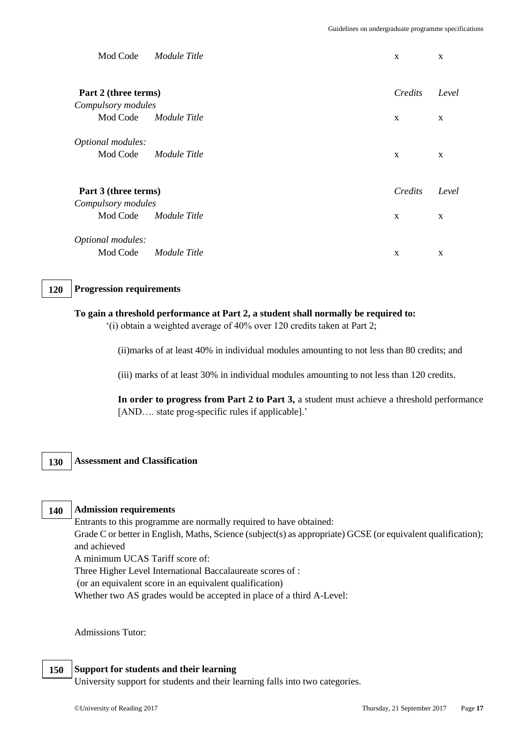| | | Credits | Level |
|---|---|---|---|
| Mod Code | *Module Title* | x | x |
| **Part 2 (three terms)** | | *Credits* | *Level* |
| *Compulsory modules* | | | |
| Mod Code | *Module Title* | x | x |
| *Optional modules:* | | | |
| Mod Code | *Module Title* | x | x |
| **Part 3 (three terms)** | | *Credits* | *Level* |
| *Compulsory modules* | | | |
| Mod Code | *Module Title* | x | x |
| *Optional modules:* | | | |
| Mod Code | *Module Title* | x | x |

**120** **Progression requirements**

**To gain a threshold performance at Part 2, a student shall normally be required to:**

'(i) obtain a weighted average of 40% over 120 credits taken at Part 2;

(ii)marks of at least 40% in individual modules amounting to not less than 80 credits; and

(iii) marks of at least 30% in individual modules amounting to not less than 120 credits.

**In order to progress from Part 2 to Part 3,** a student must achieve a threshold performance [AND…. state prog-specific rules if applicable].'

**130** **Assessment and Classification**

**140** **Admission requirements**

Entrants to this programme are normally required to have obtained:
Grade C or better in English, Maths, Science (subject(s) as appropriate) GCSE (or equivalent qualification); and achieved
A minimum UCAS Tariff score of:
Three Higher Level International Baccalaureate scores of :
(or an equivalent score in an equivalent qualification)
Whether two AS grades would be accepted in place of a third A-Level:

Admissions Tutor:

**150** **Support for students and their learning**

University support for students and their learning falls into two categories.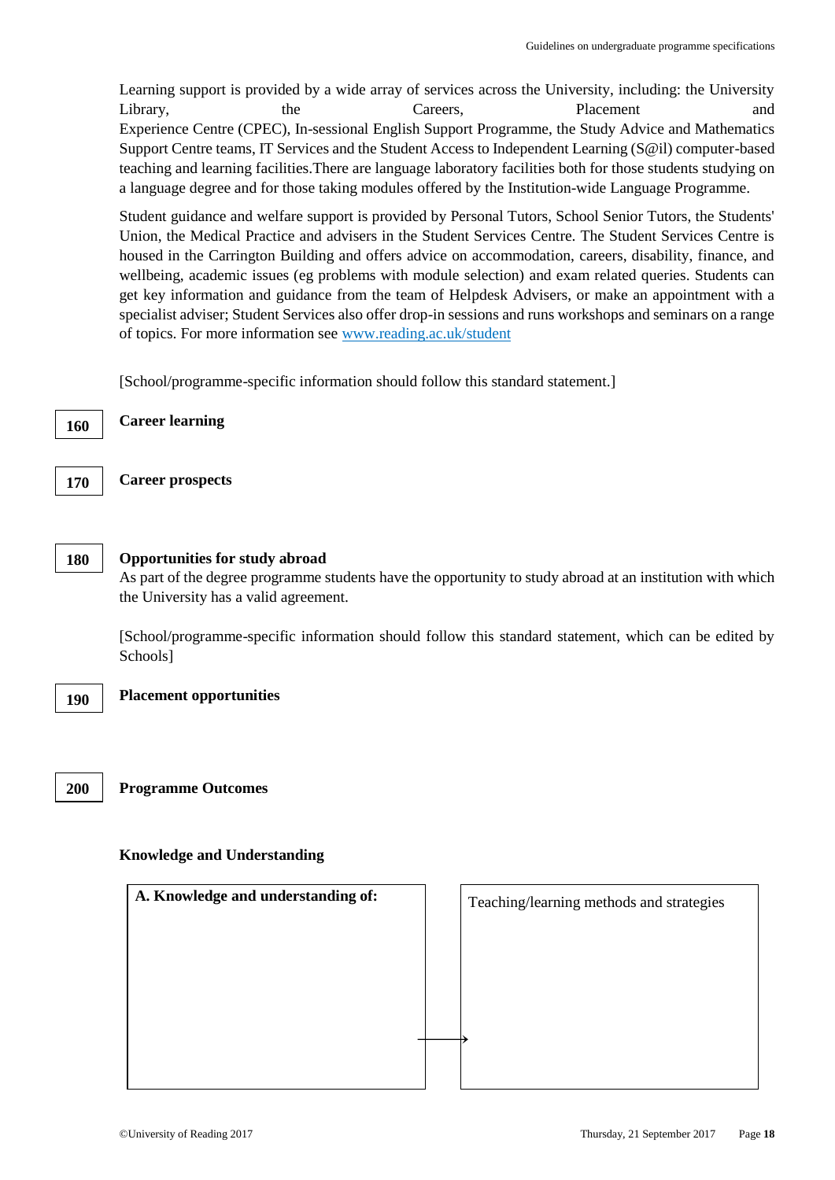Learning support is provided by a wide array of services across the University, including: the University Library, the Careers, Placement and Experience Centre (CPEC), In-sessional English Support Programme, the Study Advice and Mathematics Support Centre teams, IT Services and the Student Access to Independent Learning (S@il) computer-based teaching and learning facilities.There are language laboratory facilities both for those students studying on a language degree and for those taking modules offered by the Institution-wide Language Programme.

Student guidance and welfare support is provided by Personal Tutors, School Senior Tutors, the Students' Union, the Medical Practice and advisers in the Student Services Centre. The Student Services Centre is housed in the Carrington Building and offers advice on accommodation, careers, disability, finance, and wellbeing, academic issues (eg problems with module selection) and exam related queries. Students can get key information and guidance from the team of Helpdesk Advisers, or make an appointment with a specialist adviser; Student Services also offer drop-in sessions and runs workshops and seminars on a range of topics. For more information see [www.reading.ac.uk/student](www.reading.ac.uk/student)

[School/programme-specific information should follow this standard statement.]

**160** **Career learning**

**170** **Career prospects**

**180** **Opportunities for study abroad**

As part of the degree programme students have the opportunity to study abroad at an institution with which the University has a valid agreement.

[School/programme-specific information should follow this standard statement, which can be edited by Schools]

**190** **Placement opportunities**

**200** **Programme Outcomes**

**Knowledge and Understanding**

| **A. Knowledge and understanding of:** | Teaching/learning methods and strategies |
|---|---|
| | |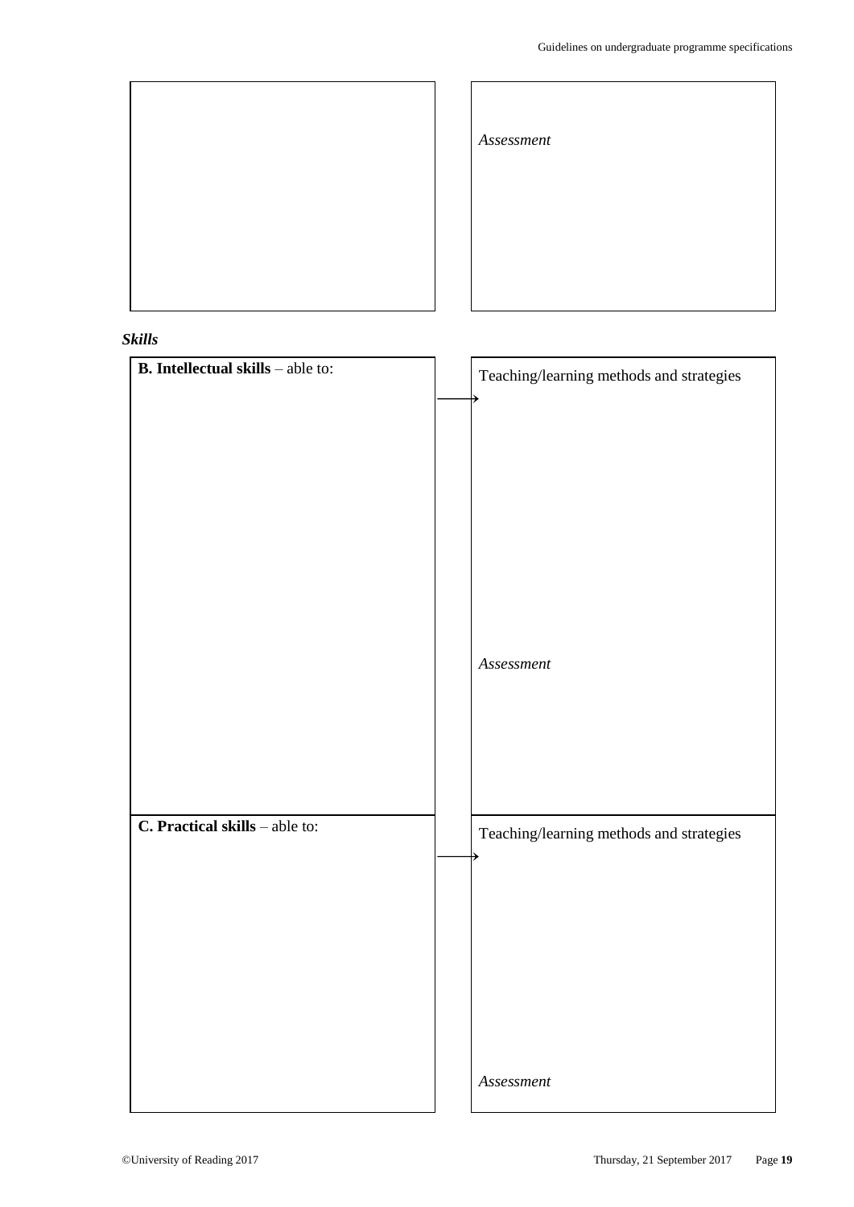| | |
|---|---|
| | *Assessment* |

***Skills***

| | |
|---|---|
| **B. Intellectual skills** – able to: | Teaching/learning methods and strategies<br><br>*Assessment* |
| **C. Practical skills** – able to: | Teaching/learning methods and strategies<br><br>*Assessment* |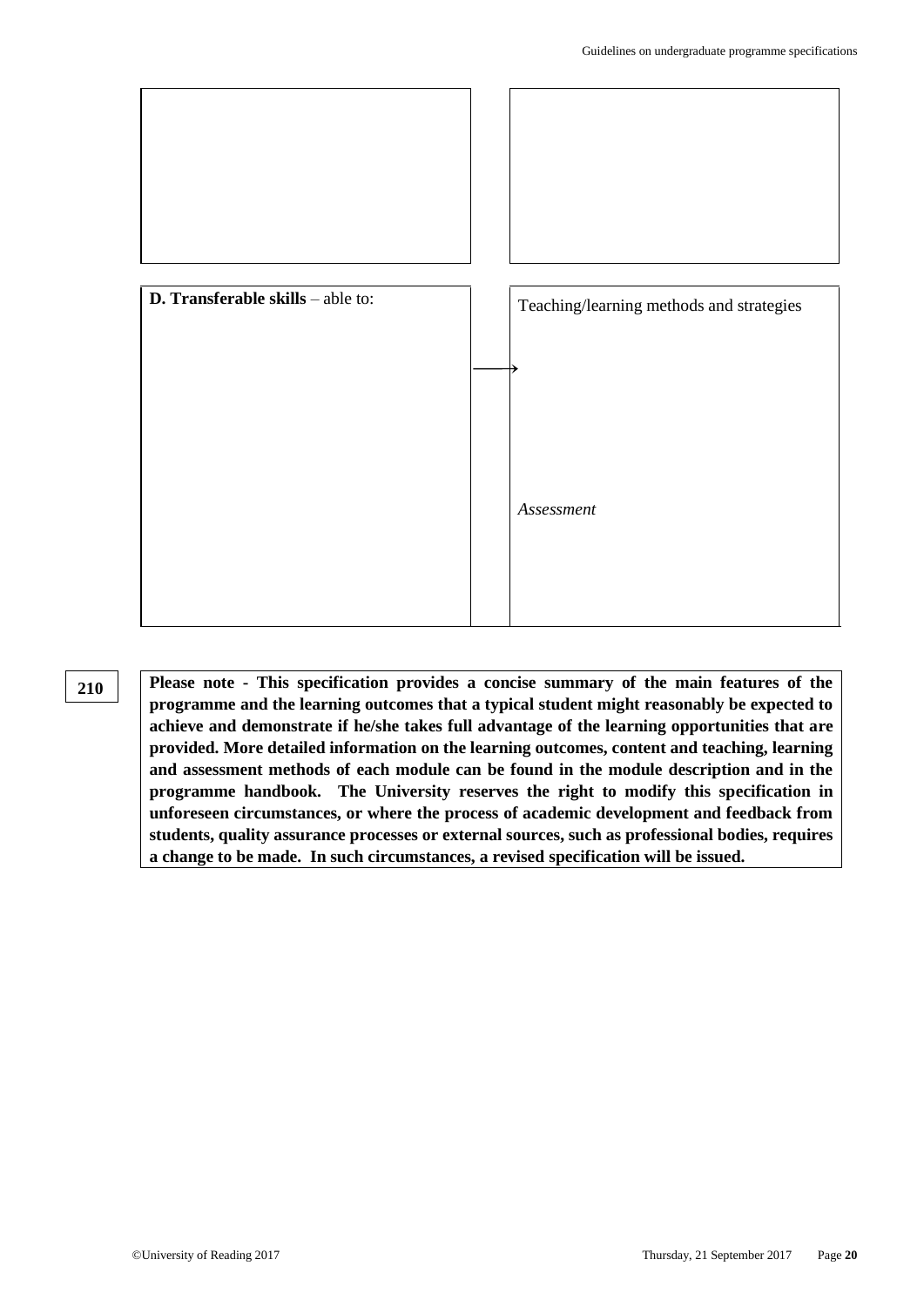| | | |
|---|---|---|
| | | |
| **D. Transferable skills** – able to: | → | Teaching/learning methods and strategies<br><br>*Assessment* |

**210**

**Please note - This specification provides a concise summary of the main features of the programme and the learning outcomes that a typical student might reasonably be expected to achieve and demonstrate if he/she takes full advantage of the learning opportunities that are provided. More detailed information on the learning outcomes, content and teaching, learning and assessment methods of each module can be found in the module description and in the programme handbook. The University reserves the right to modify this specification in unforeseen circumstances, or where the process of academic development and feedback from students, quality assurance processes or external sources, such as professional bodies, requires a change to be made. In such circumstances, a revised specification will be issued.**